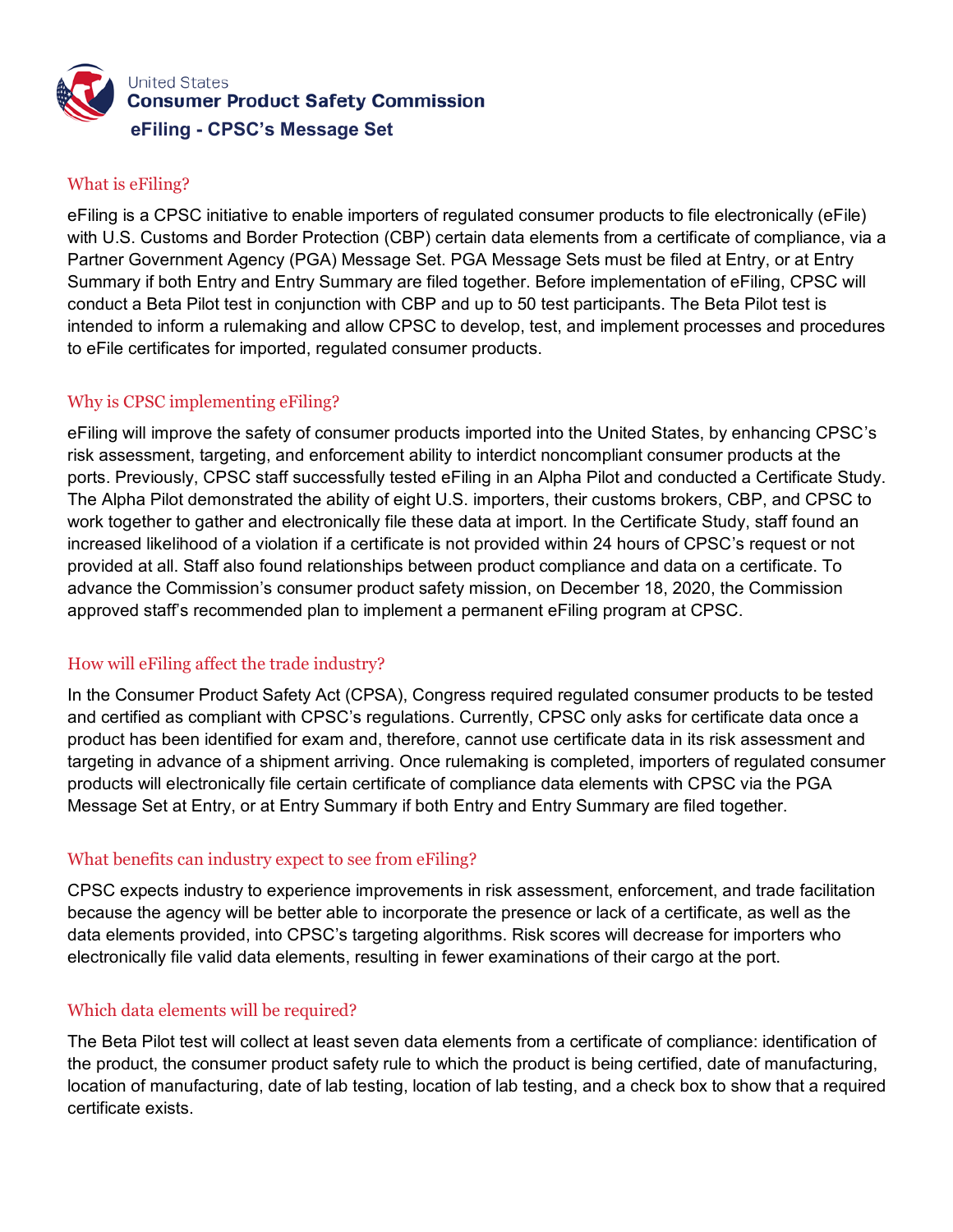United States
**Consumer Product Safety Commission**

# eFiling - CPSC's Message Set

## What is eFiling?

eFiling is a CPSC initiative to enable importers of regulated consumer products to file electronically (eFile) with U.S. Customs and Border Protection (CBP) certain data elements from a certificate of compliance, via a Partner Government Agency (PGA) Message Set. PGA Message Sets must be filed at Entry, or at Entry Summary if both Entry and Entry Summary are filed together. Before implementation of eFiling, CPSC will conduct a Beta Pilot test in conjunction with CBP and up to 50 test participants. The Beta Pilot test is intended to inform a rulemaking and allow CPSC to develop, test, and implement processes and procedures to eFile certificates for imported, regulated consumer products.

## Why is CPSC implementing eFiling?

eFiling will improve the safety of consumer products imported into the United States, by enhancing CPSC's risk assessment, targeting, and enforcement ability to interdict noncompliant consumer products at the ports. Previously, CPSC staff successfully tested eFiling in an Alpha Pilot and conducted a Certificate Study. The Alpha Pilot demonstrated the ability of eight U.S. importers, their customs brokers, CBP, and CPSC to work together to gather and electronically file these data at import. In the Certificate Study, staff found an increased likelihood of a violation if a certificate is not provided within 24 hours of CPSC's request or not provided at all. Staff also found relationships between product compliance and data on a certificate. To advance the Commission's consumer product safety mission, on December 18, 2020, the Commission approved staff's recommended plan to implement a permanent eFiling program at CPSC.

## How will eFiling affect the trade industry?

In the Consumer Product Safety Act (CPSA), Congress required regulated consumer products to be tested and certified as compliant with CPSC's regulations. Currently, CPSC only asks for certificate data once a product has been identified for exam and, therefore, cannot use certificate data in its risk assessment and targeting in advance of a shipment arriving. Once rulemaking is completed, importers of regulated consumer products will electronically file certain certificate of compliance data elements with CPSC via the PGA Message Set at Entry, or at Entry Summary if both Entry and Entry Summary are filed together.

## What benefits can industry expect to see from eFiling?

CPSC expects industry to experience improvements in risk assessment, enforcement, and trade facilitation because the agency will be better able to incorporate the presence or lack of a certificate, as well as the data elements provided, into CPSC's targeting algorithms. Risk scores will decrease for importers who electronically file valid data elements, resulting in fewer examinations of their cargo at the port.

## Which data elements will be required?

The Beta Pilot test will collect at least seven data elements from a certificate of compliance: identification of the product, the consumer product safety rule to which the product is being certified, date of manufacturing, location of manufacturing, date of lab testing, location of lab testing, and a check box to show that a required certificate exists.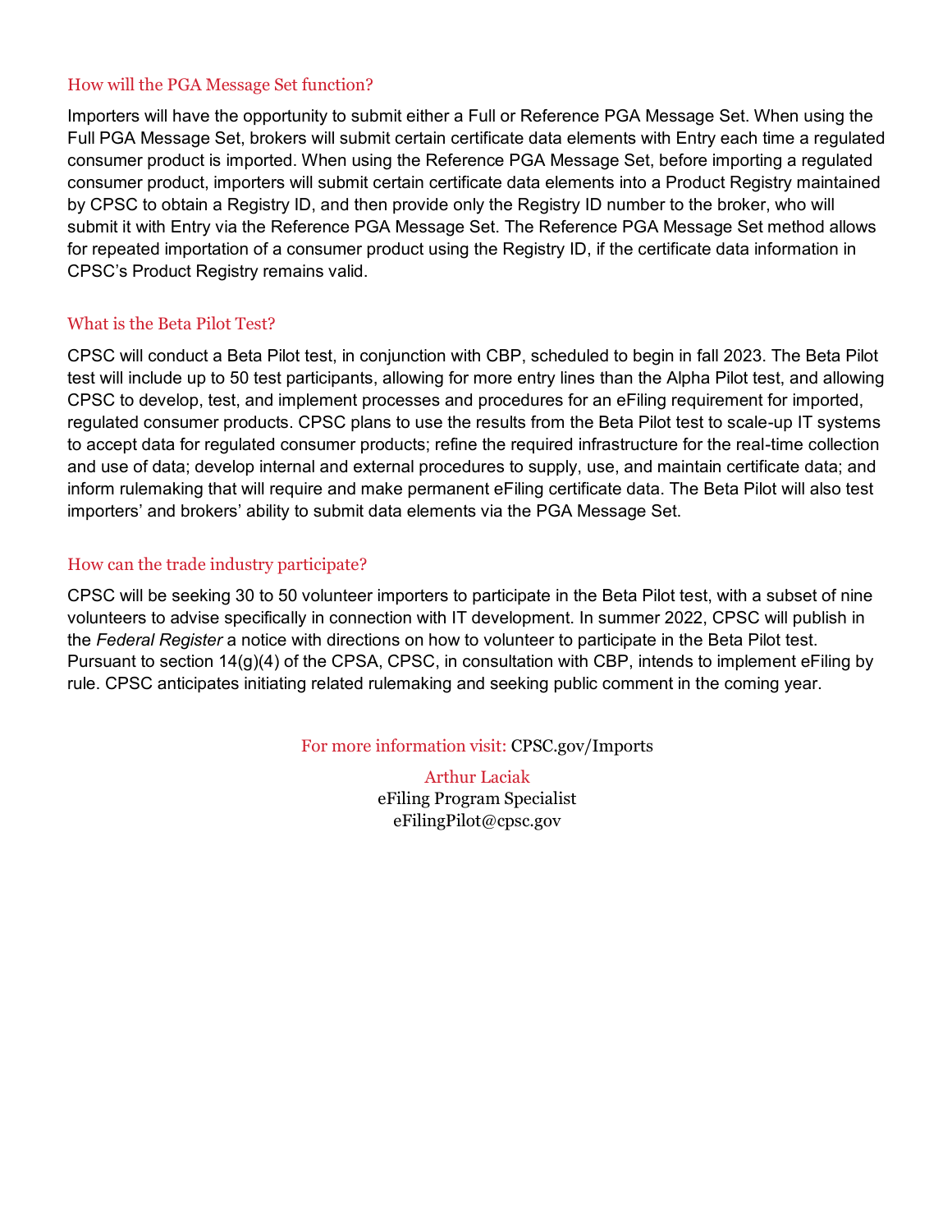## How will the PGA Message Set function?

Importers will have the opportunity to submit either a Full or Reference PGA Message Set. When using the Full PGA Message Set, brokers will submit certain certificate data elements with Entry each time a regulated consumer product is imported. When using the Reference PGA Message Set, before importing a regulated consumer product, importers will submit certain certificate data elements into a Product Registry maintained by CPSC to obtain a Registry ID, and then provide only the Registry ID number to the broker, who will submit it with Entry via the Reference PGA Message Set. The Reference PGA Message Set method allows for repeated importation of a consumer product using the Registry ID, if the certificate data information in CPSC's Product Registry remains valid.

## What is the Beta Pilot Test?

CPSC will conduct a Beta Pilot test, in conjunction with CBP, scheduled to begin in fall 2023. The Beta Pilot test will include up to 50 test participants, allowing for more entry lines than the Alpha Pilot test, and allowing CPSC to develop, test, and implement processes and procedures for an eFiling requirement for imported, regulated consumer products. CPSC plans to use the results from the Beta Pilot test to scale-up IT systems to accept data for regulated consumer products; refine the required infrastructure for the real-time collection and use of data; develop internal and external procedures to supply, use, and maintain certificate data; and inform rulemaking that will require and make permanent eFiling certificate data. The Beta Pilot will also test importers' and brokers' ability to submit data elements via the PGA Message Set.

## How can the trade industry participate?

CPSC will be seeking 30 to 50 volunteer importers to participate in the Beta Pilot test, with a subset of nine volunteers to advise specifically in connection with IT development. In summer 2022, CPSC will publish in the *Federal Register* a notice with directions on how to volunteer to participate in the Beta Pilot test. Pursuant to section 14(g)(4) of the CPSA, CPSC, in consultation with CBP, intends to implement eFiling by rule. CPSC anticipates initiating related rulemaking and seeking public comment in the coming year.

For more information visit: CPSC.gov/Imports

Arthur Laciak
eFiling Program Specialist
eFilingPilot@cpsc.gov